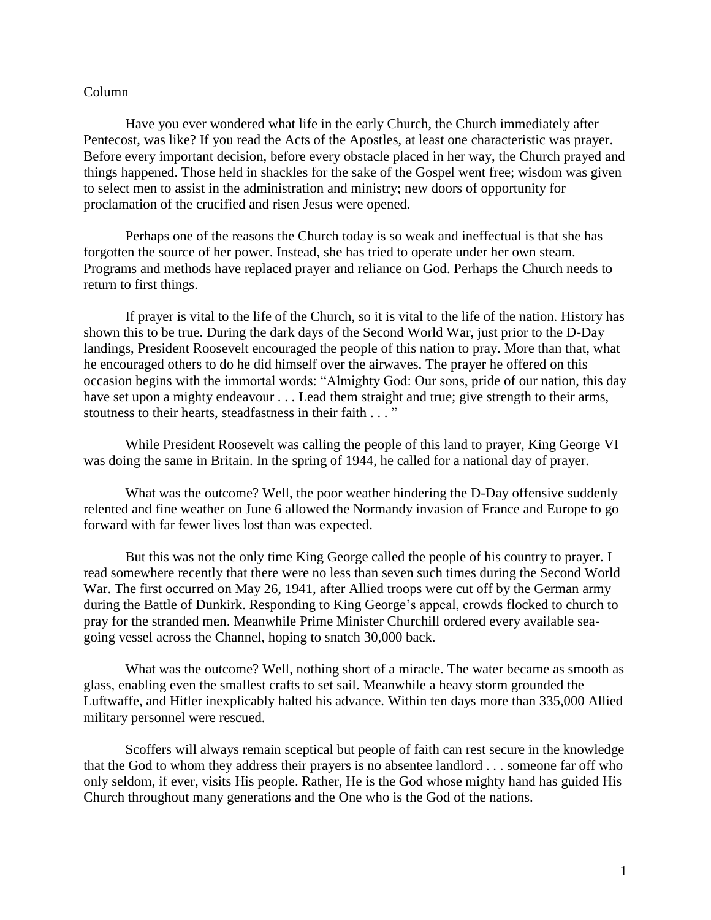Column

Have you ever wondered what life in the early Church, the Church immediately after Pentecost, was like? If you read the Acts of the Apostles, at least one characteristic was prayer. Before every important decision, before every obstacle placed in her way, the Church prayed and things happened. Those held in shackles for the sake of the Gospel went free; wisdom was given to select men to assist in the administration and ministry; new doors of opportunity for proclamation of the crucified and risen Jesus were opened.

Perhaps one of the reasons the Church today is so weak and ineffectual is that she has forgotten the source of her power. Instead, she has tried to operate under her own steam. Programs and methods have replaced prayer and reliance on God. Perhaps the Church needs to return to first things.

If prayer is vital to the life of the Church, so it is vital to the life of the nation. History has shown this to be true. During the dark days of the Second World War, just prior to the D-Day landings, President Roosevelt encouraged the people of this nation to pray. More than that, what he encouraged others to do he did himself over the airwaves. The prayer he offered on this occasion begins with the immortal words: "Almighty God: Our sons, pride of our nation, this day have set upon a mighty endeavour . . . Lead them straight and true; give strength to their arms, stoutness to their hearts, steadfastness in their faith . . . "

While President Roosevelt was calling the people of this land to prayer, King George VI was doing the same in Britain. In the spring of 1944, he called for a national day of prayer.

What was the outcome? Well, the poor weather hindering the D-Day offensive suddenly relented and fine weather on June 6 allowed the Normandy invasion of France and Europe to go forward with far fewer lives lost than was expected.

But this was not the only time King George called the people of his country to prayer. I read somewhere recently that there were no less than seven such times during the Second World War. The first occurred on May 26, 1941, after Allied troops were cut off by the German army during the Battle of Dunkirk. Responding to King George's appeal, crowds flocked to church to pray for the stranded men. Meanwhile Prime Minister Churchill ordered every available sea-going vessel across the Channel, hoping to snatch 30,000 back.

What was the outcome? Well, nothing short of a miracle. The water became as smooth as glass, enabling even the smallest crafts to set sail. Meanwhile a heavy storm grounded the Luftwaffe, and Hitler inexplicably halted his advance. Within ten days more than 335,000 Allied military personnel were rescued.

Scoffers will always remain sceptical but people of faith can rest secure in the knowledge that the God to whom they address their prayers is no absentee landlord . . . someone far off who only seldom, if ever, visits His people. Rather, He is the God whose mighty hand has guided His Church throughout many generations and the One who is the God of the nations.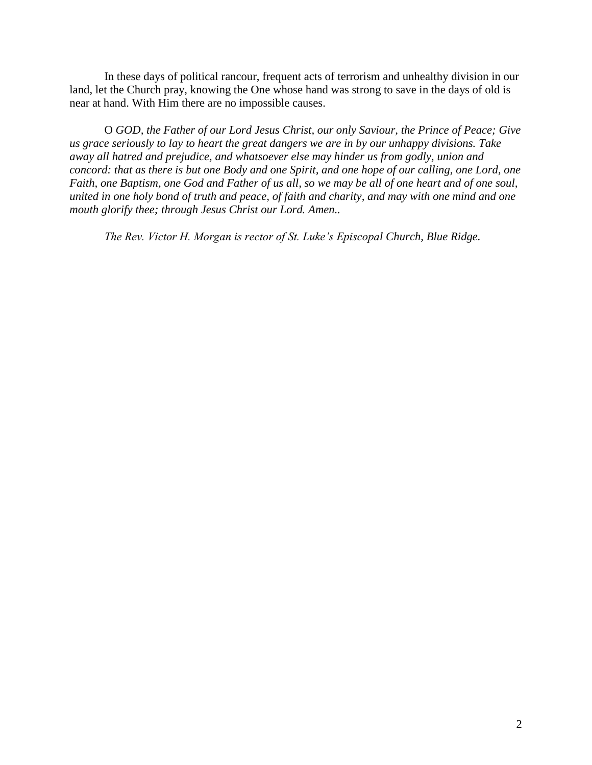In these days of political rancour, frequent acts of terrorism and unhealthy division in our land, let the Church pray, knowing the One whose hand was strong to save in the days of old is near at hand. With Him there are no impossible causes.

O *GOD, the Father of our Lord Jesus Christ, our only Saviour, the Prince of Peace; Give us grace seriously to lay to heart the great dangers we are in by our unhappy divisions. Take away all hatred and prejudice, and whatsoever else may hinder us from godly, union and concord: that as there is but one Body and one Spirit, and one hope of our calling, one Lord, one Faith, one Baptism, one God and Father of us all, so we may be all of one heart and of one soul, united in one holy bond of truth and peace, of faith and charity, and may with one mind and one mouth glorify thee; through Jesus Christ our Lord. Amen..*

*The Rev. Victor H. Morgan is rector of St. Luke's Episcopal Church, Blue Ridge.*